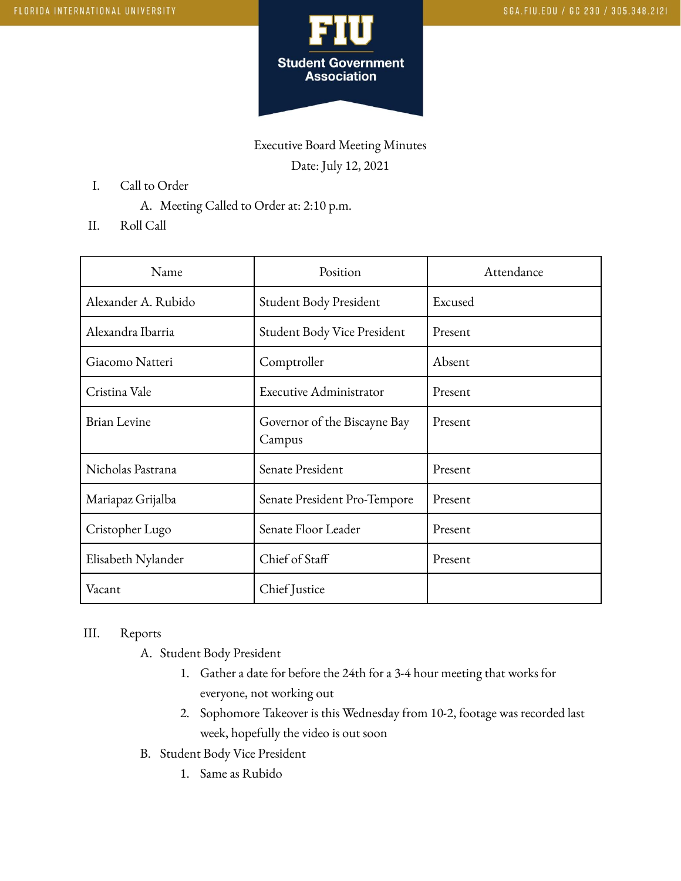Student Government Association

Executive Board Meeting Minutes

Date: July 12, 2021

I. Call to Order
   A. Meeting Called to Order at: 2:10 p.m.

II. Roll Call

| Name | Position | Attendance |
|---|---|---|
| Alexander A. Rubido | Student Body President | Excused |
| Alexandra Ibarria | Student Body Vice President | Present |
| Giacomo Natteri | Comptroller | Absent |
| Cristina Vale | Executive Administrator | Present |
| Brian Levine | Governor of the Biscayne Bay Campus | Present |
| Nicholas Pastrana | Senate President | Present |
| Mariapaz Grijalba | Senate President Pro-Tempore | Present |
| Cristopher Lugo | Senate Floor Leader | Present |
| Elisabeth Nylander | Chief of Staff | Present |
| Vacant | Chief Justice | |

III. Reports
   A. Student Body President
      1. Gather a date for before the 24th for a 3-4 hour meeting that works for everyone, not working out
      2. Sophomore Takeover is this Wednesday from 10-2, footage was recorded last week, hopefully the video is out soon
   B. Student Body Vice President
      1. Same as Rubido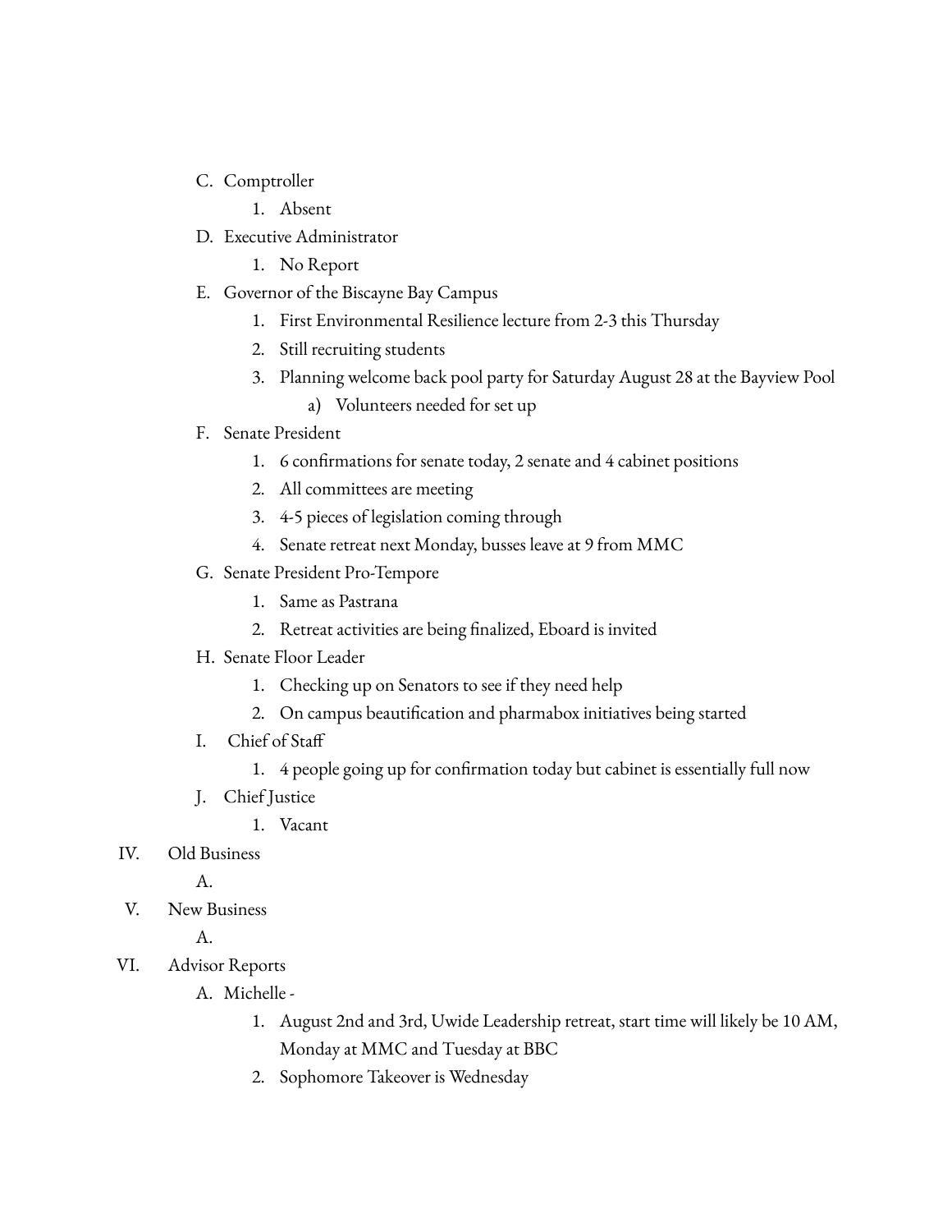C. Comptroller

1. Absent

D. Executive Administrator

1. No Report

E. Governor of the Biscayne Bay Campus

1. First Environmental Resilience lecture from 2-3 this Thursday
2. Still recruiting students
3. Planning welcome back pool party for Saturday August 28 at the Bayview Pool
    a) Volunteers needed for set up

F. Senate President

1. 6 confirmations for senate today, 2 senate and 4 cabinet positions
2. All committees are meeting
3. 4-5 pieces of legislation coming through
4. Senate retreat next Monday, busses leave at 9 from MMC

G. Senate President Pro-Tempore

1. Same as Pastrana
2. Retreat activities are being finalized, Eboard is invited

H. Senate Floor Leader

1. Checking up on Senators to see if they need help
2. On campus beautification and pharmabox initiatives being started

I. Chief of Staff

1. 4 people going up for confirmation today but cabinet is essentially full now

J. Chief Justice

1. Vacant

IV. Old Business

A.

V. New Business

A.

VI. Advisor Reports

A. Michelle -

1. August 2nd and 3rd, Uwide Leadership retreat, start time will likely be 10 AM, Monday at MMC and Tuesday at BBC
2. Sophomore Takeover is Wednesday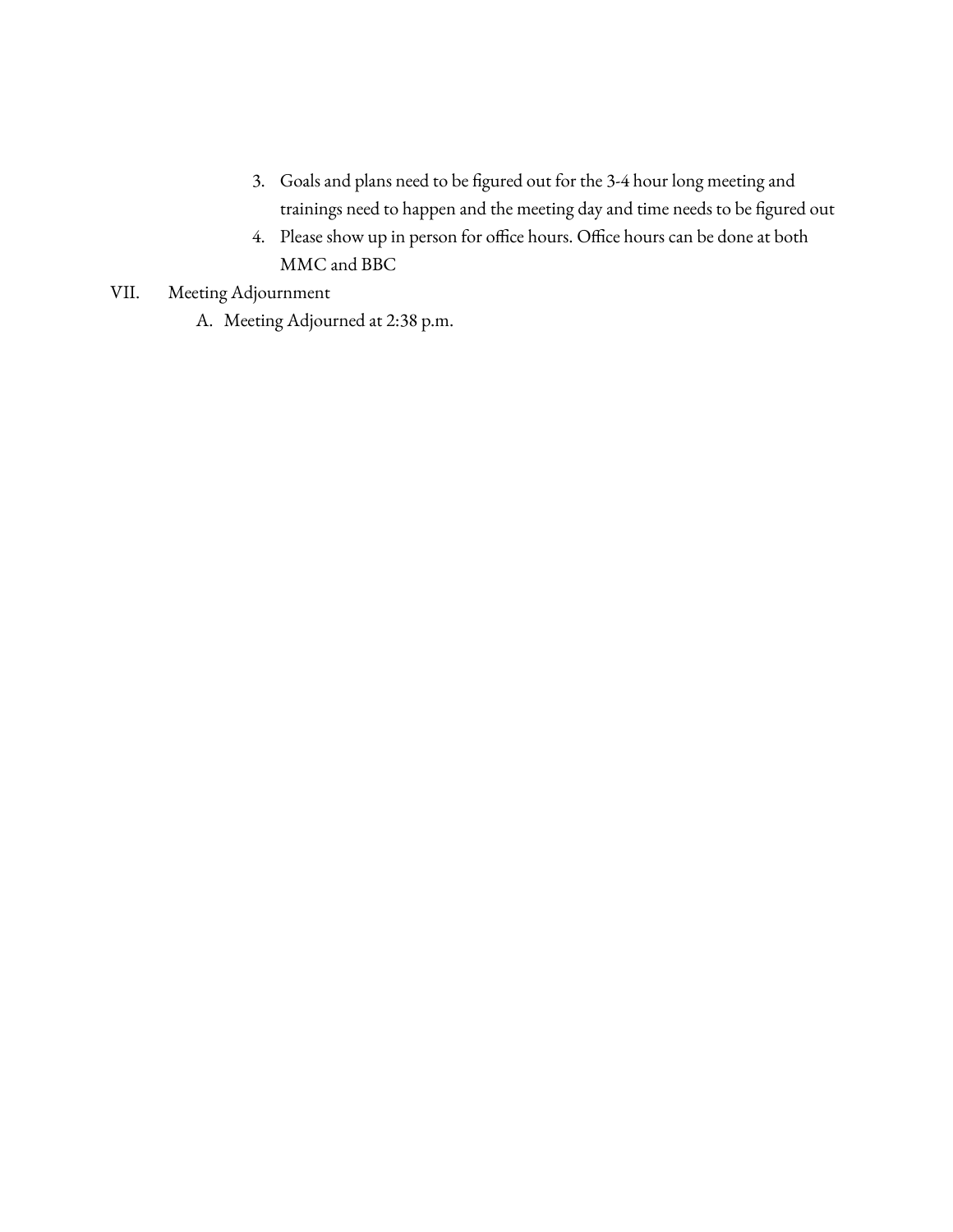3. Goals and plans need to be figured out for the 3-4 hour long meeting and trainings need to happen and the meeting day and time needs to be figured out
4. Please show up in person for office hours. Office hours can be done at both MMC and BBC

VII. Meeting Adjournment

  A. Meeting Adjourned at 2:38 p.m.